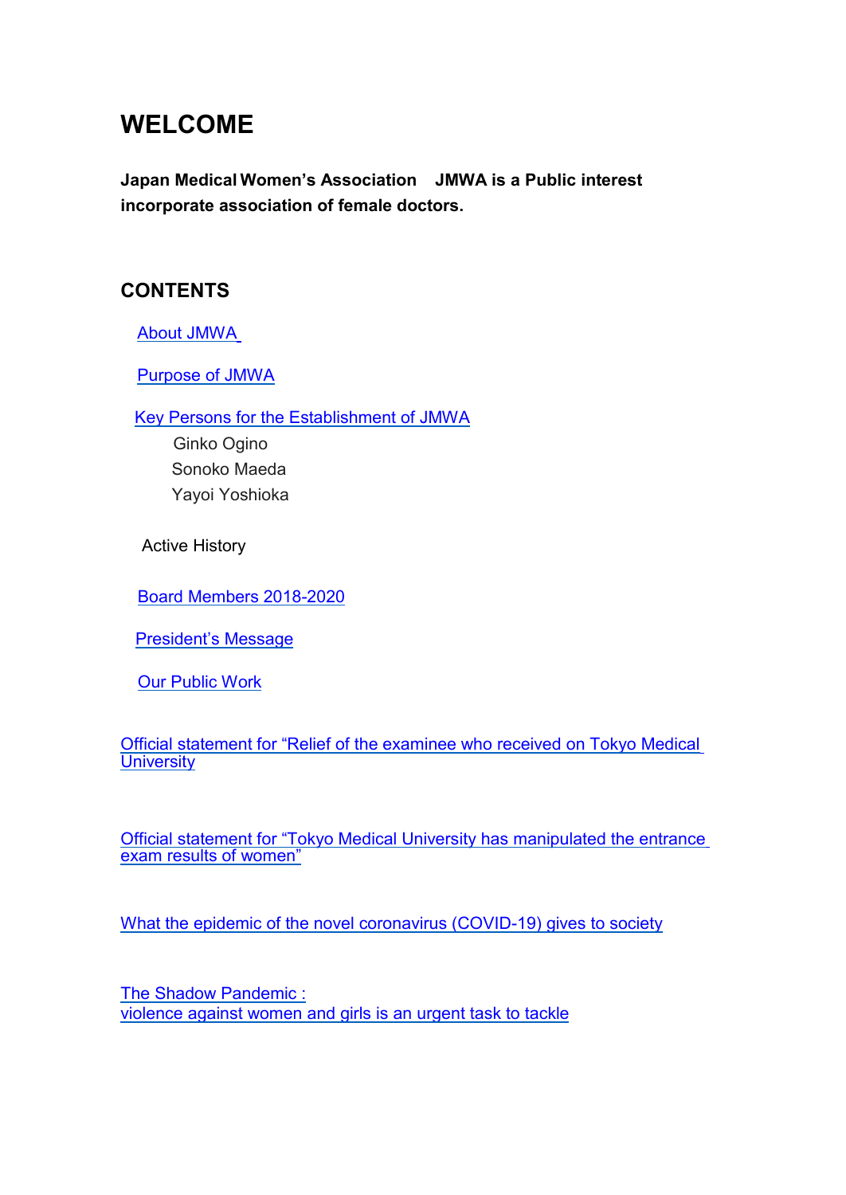# WELCOME

**Japan Medical Women's Association　JMWA is a Public interest incorporate association of female doctors.**

## CONTENTS

About JMWA

Purpose of JMWA

Key Persons for the Establishment of JMWA

- Ginko Ogino
- Sonoko Maeda
- Yayoi Yoshioka

Active History

Board Members 2018-2020

President's Message

Our Public Work

Official statement for "Relief of the examinee who received on Tokyo Medical University

Official statement for "Tokyo Medical University has manipulated the entrance exam results of women"

What the epidemic of the novel coronavirus (COVID-19) gives to society

The Shadow Pandemic :
violence against women and girls is an urgent task to tackle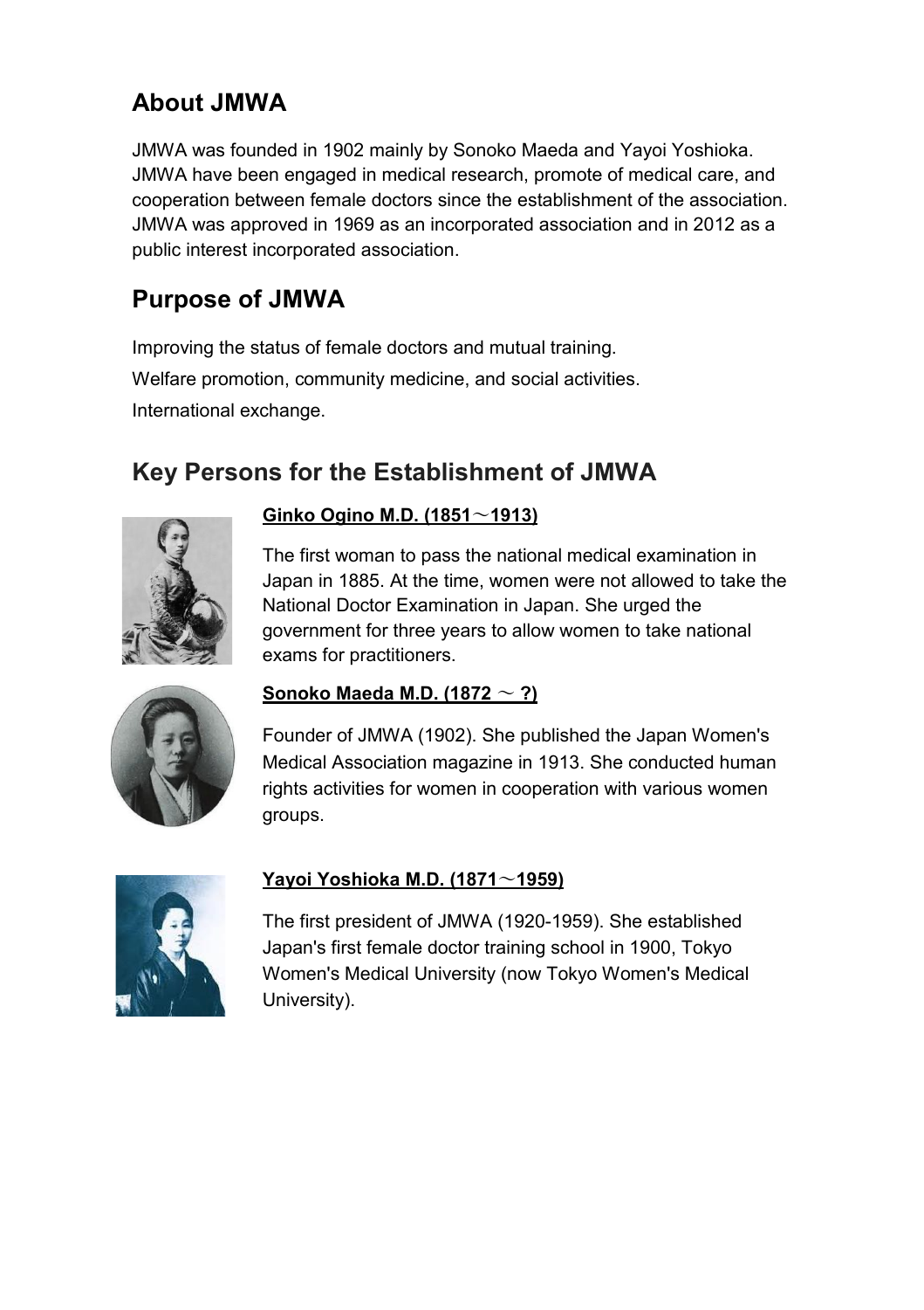## About JMWA

JMWA was founded in 1902 mainly by Sonoko Maeda and Yayoi Yoshioka. JMWA have been engaged in medical research, promote of medical care, and cooperation between female doctors since the establishment of the association. JMWA was approved in 1969 as an incorporated association and in 2012 as a public interest incorporated association.

## Purpose of JMWA

Improving the status of female doctors and mutual training.

Welfare promotion, community medicine, and social activities.

International exchange.

## Key Persons for the Establishment of JMWA

### Ginko Ogino M.D. (1851～1913)

The first woman to pass the national medical examination in Japan in 1885. At the time, women were not allowed to take the National Doctor Examination in Japan. She urged the government for three years to allow women to take national exams for practitioners.

### Sonoko Maeda M.D. (1872 ～ ?)

Founder of JMWA (1902). She published the Japan Women's Medical Association magazine in 1913. She conducted human rights activities for women in cooperation with various women groups.

### Yayoi Yoshioka M.D. (1871～1959)

The first president of JMWA (1920-1959). She established Japan's first female doctor training school in 1900, Tokyo Women's Medical University (now Tokyo Women's Medical University).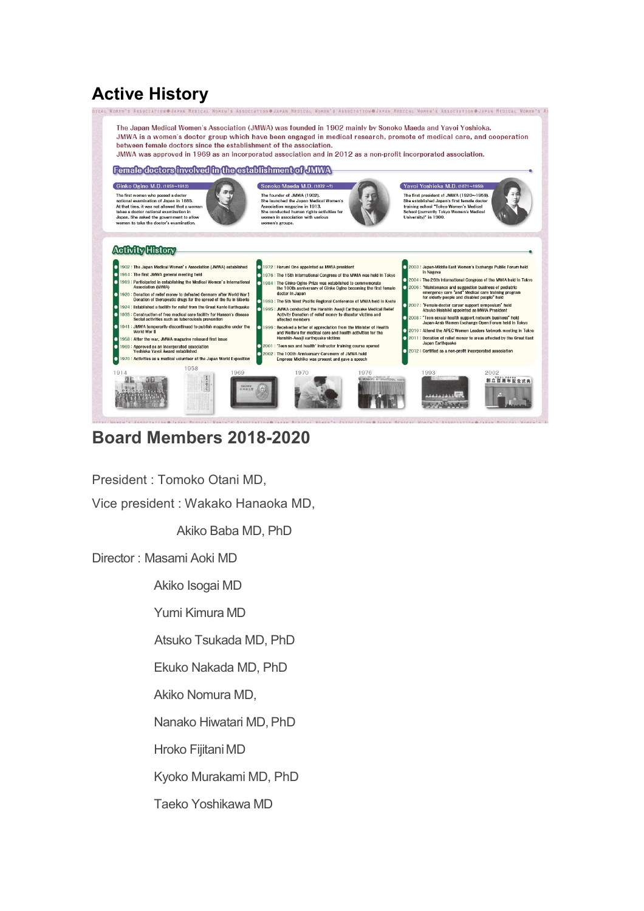## Active History

The Japan Medical Women's Association (JMWA) was founded in 1902 mainly by Sonoko Maeda and Yayoi Yoshioka.
JMWA is a women's doctor group which have been engaged in medical research, promote of medical care, and cooperation between female doctors since the establishment of the association.
JMWA was approved in 1969 as an incorporated association and in 2012 as a non-profit incorporated association.

### Female doctors involved in the establishment of JMWA

**Ginko Ogino M.D. (1851~1913)**
The first woman who passed a doctor national examination of Japan in 1885. At that time, it was not allowed that a woman takes a doctor national examination in Japan. She asked the government to allow women to take the doctor's examination.

**Sonoko Maeda M.D. (1872 ~?)**
The founder of JMWA (1902).
She launched the Japan Medical Women's Association magazine in 1913.
She conducted human rights activities for women in association with various women's groups.

**Yayoi Yoshioka M.D. (1871~1959)**
The first president of JMWA (1920~1959).
She established Japan's first female doctor training school "Tokyo Women's Medical School (currently Tokyo Women's Medical University)" in 1900.

### Activity History

- 1902 : The Japan Medical Women's Association (JMWA) established
- 1914 : The first JMWA general meeting held
- 1919 : Participated in establishing the Medical Women's International Association (MWIA)
- 1920 : Donation of relief money to defeated Germany after World War I
  Donation of therapeutic drugs for the spread of the flu in Siberia
- 1924 : Established a facility for relief from the Great Kanto Earthquake
- 1935 : Construction of free medical care facility for Hansen's disease
  Social activities such as tuberculosis prevention
- 1941 : JMWA temporarily discontinued to publish magazine under the World War II
- 1958 : After the war, JMWA magazine released first issue
- 1969 : Approved as an incorporated association
  Yoshioka Yayoi Award established
- 1970 : Activities as a medical volunteer at the Japan World Exposition
- 1972 : Harumi One appointed as MWIA president
- 1976 : The 15th International Congress of the MWIA was held in Tokyo
- 1984 : The Ginko Ogino Prize was established to commemorate the 100th anniversary of Ginko Ogino becoming the first female doctor in Japan
- 1993 : The 5th West Pacific Regional Conference of MWIA held in Kyoto
- 1995 : JMWA conducted the Hanshin Awaji Earthquake Medical Relief Activity Donation of relief money to disaster victims and affected members
- 1996 : Received a letter of appreciation from the Minister of Health and Welfare for medical care and health activities for the Hanshin-Awaji earthquake victims
- 2001 : "Teen sex and health" instructor training course opened
- 2002 : The 100th Anniversary Ceremony of JMWA held
  Empress Michiko was present and gave a speech
- 2003 : Japan-Middle East Women's Exchange Public Forum held in Nagoya
- 2004 : The 26th International Congress of the MWIA held in Tokyo
- 2006 : "Maintenance and suggestion business of pediatric emergency care "and" Medical care training program for elderly people and disabled people" held
- 2007 : "Female doctor career support symposium" held
  Atsuko Heishiki appointed as MWIA President
- 2008 : "Teen sexual health support network business" held
  Japan-Arab Women Exchange Open Forum held in Tokyo
- 2010 : Attend the APEC Women Leaders Network meeting in Tokyo
- 2011 : Donation of relief money to areas affected by the Great East Japan Earthquake
- 2012 : Certified as a non-profit incorporated association

1914 1958 1969 1970 1976 1993 2002

## Board Members 2018-2020

President : Tomoko Otani MD,

Vice president : Wakako Hanaoka MD,

Akiko Baba MD, PhD

Director : Masami Aoki MD

Akiko Isogai MD

Yumi Kimura MD

Atsuko Tsukada MD, PhD

Ekuko Nakada MD, PhD

Akiko Nomura MD,

Nanako Hiwatari MD, PhD

Hroko Fijitani MD

Kyoko Murakami MD, PhD

Taeko Yoshikawa MD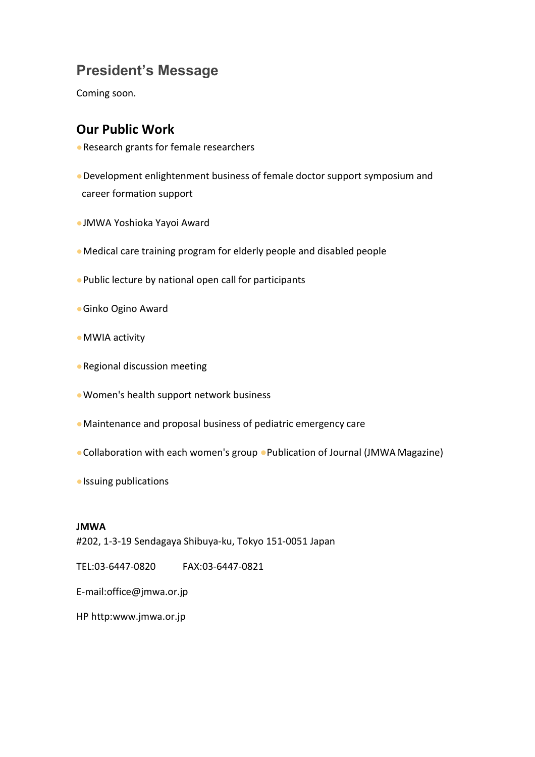## President's Message

Coming soon.

## Our Public Work

- Research grants for female researchers
- Development enlightenment business of female doctor support symposium and career formation support
- JMWA Yoshioka Yayoi Award
- Medical care training program for elderly people and disabled people
- Public lecture by national open call for participants
- Ginko Ogino Award
- MWIA activity
- Regional discussion meeting
- Women's health support network business
- Maintenance and proposal business of pediatric emergency care
- Collaboration with each women's group
- Publication of Journal (JMWA Magazine)
- Issuing publications

**JMWA**

#202, 1-3-19 Sendagaya Shibuya-ku, Tokyo 151-0051 Japan

TEL:03-6447-0820 FAX:03-6447-0821

E-mail:office@jmwa.or.jp

HP http:www.jmwa.or.jp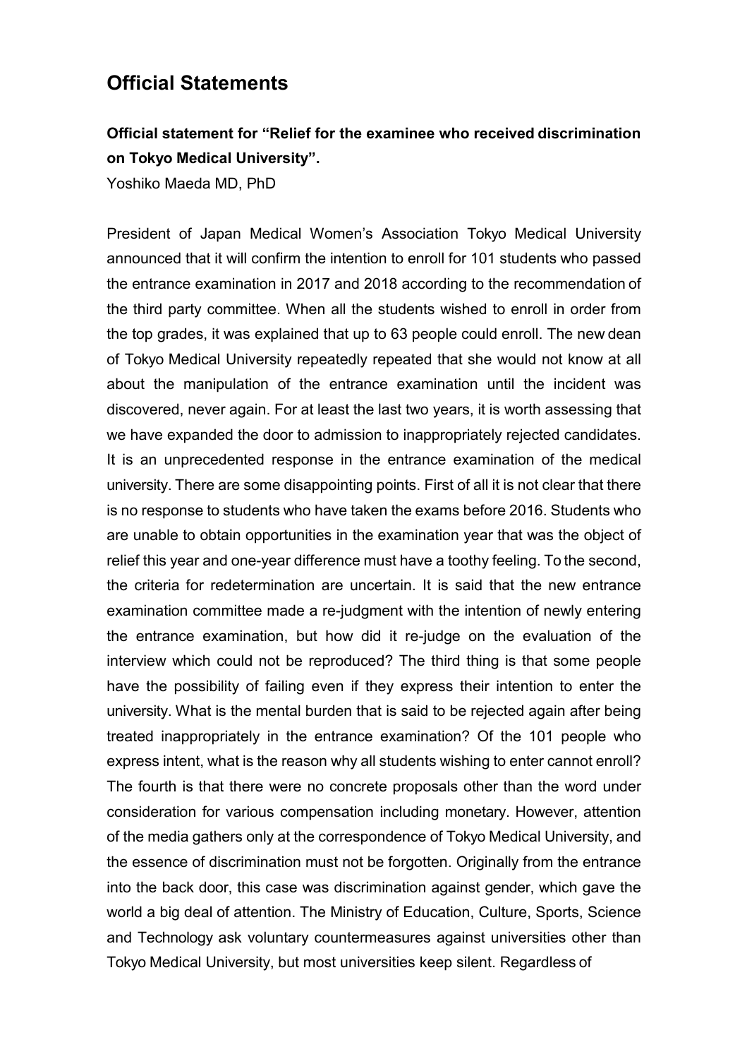## Official Statements

### Official statement for "Relief for the examinee who received discrimination on Tokyo Medical University".

Yoshiko Maeda MD, PhD

President of Japan Medical Women's Association Tokyo Medical University announced that it will confirm the intention to enroll for 101 students who passed the entrance examination in 2017 and 2018 according to the recommendation of the third party committee. When all the students wished to enroll in order from the top grades, it was explained that up to 63 people could enroll. The new dean of Tokyo Medical University repeatedly repeated that she would not know at all about the manipulation of the entrance examination until the incident was discovered, never again. For at least the last two years, it is worth assessing that we have expanded the door to admission to inappropriately rejected candidates. It is an unprecedented response in the entrance examination of the medical university. There are some disappointing points. First of all it is not clear that there is no response to students who have taken the exams before 2016. Students who are unable to obtain opportunities in the examination year that was the object of relief this year and one-year difference must have a toothy feeling. To the second, the criteria for redetermination are uncertain. It is said that the new entrance examination committee made a re-judgment with the intention of newly entering the entrance examination, but how did it re-judge on the evaluation of the interview which could not be reproduced? The third thing is that some people have the possibility of failing even if they express their intention to enter the university. What is the mental burden that is said to be rejected again after being treated inappropriately in the entrance examination? Of the 101 people who express intent, what is the reason why all students wishing to enter cannot enroll? The fourth is that there were no concrete proposals other than the word under consideration for various compensation including monetary. However, attention of the media gathers only at the correspondence of Tokyo Medical University, and the essence of discrimination must not be forgotten. Originally from the entrance into the back door, this case was discrimination against gender, which gave the world a big deal of attention. The Ministry of Education, Culture, Sports, Science and Technology ask voluntary countermeasures against universities other than Tokyo Medical University, but most universities keep silent. Regardless of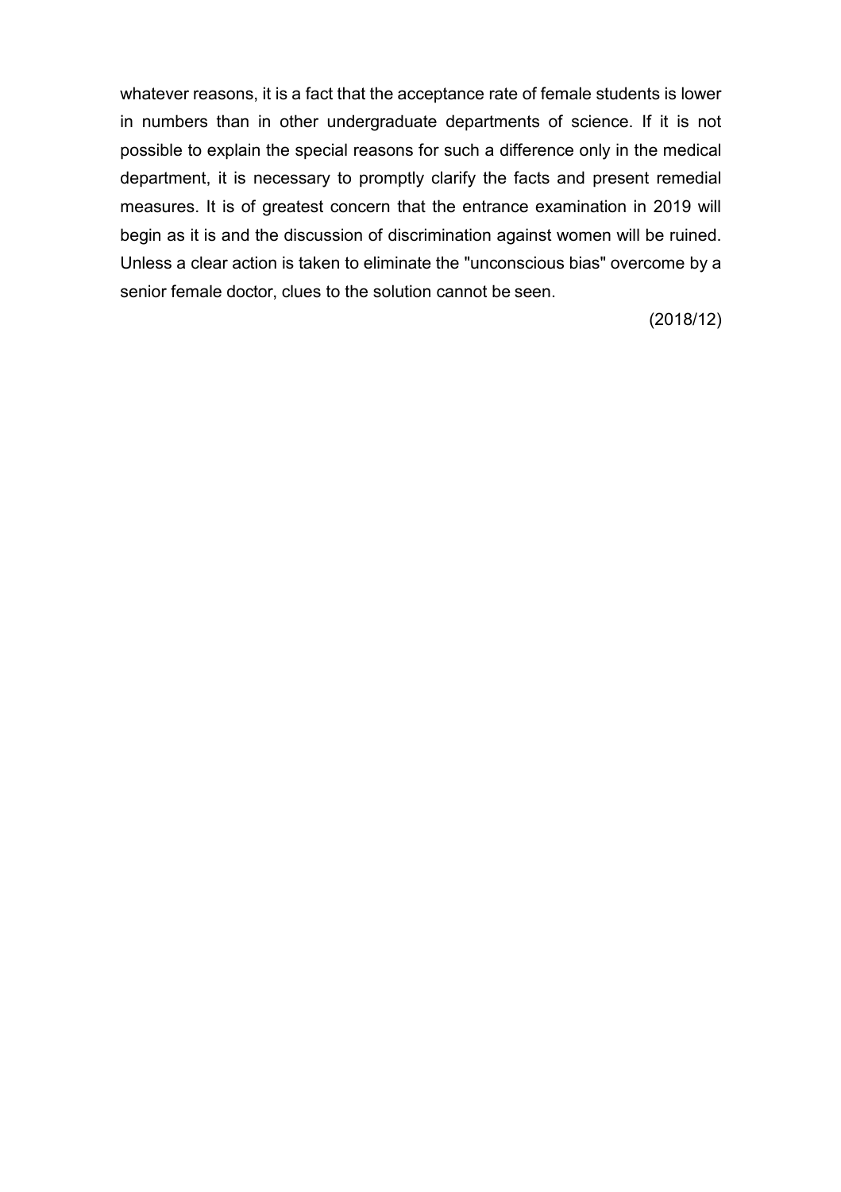whatever reasons, it is a fact that the acceptance rate of female students is lower in numbers than in other undergraduate departments of science. If it is not possible to explain the special reasons for such a difference only in the medical department, it is necessary to promptly clarify the facts and present remedial measures. It is of greatest concern that the entrance examination in 2019 will begin as it is and the discussion of discrimination against women will be ruined. Unless a clear action is taken to eliminate the "unconscious bias" overcome by a senior female doctor, clues to the solution cannot be seen.

(2018/12)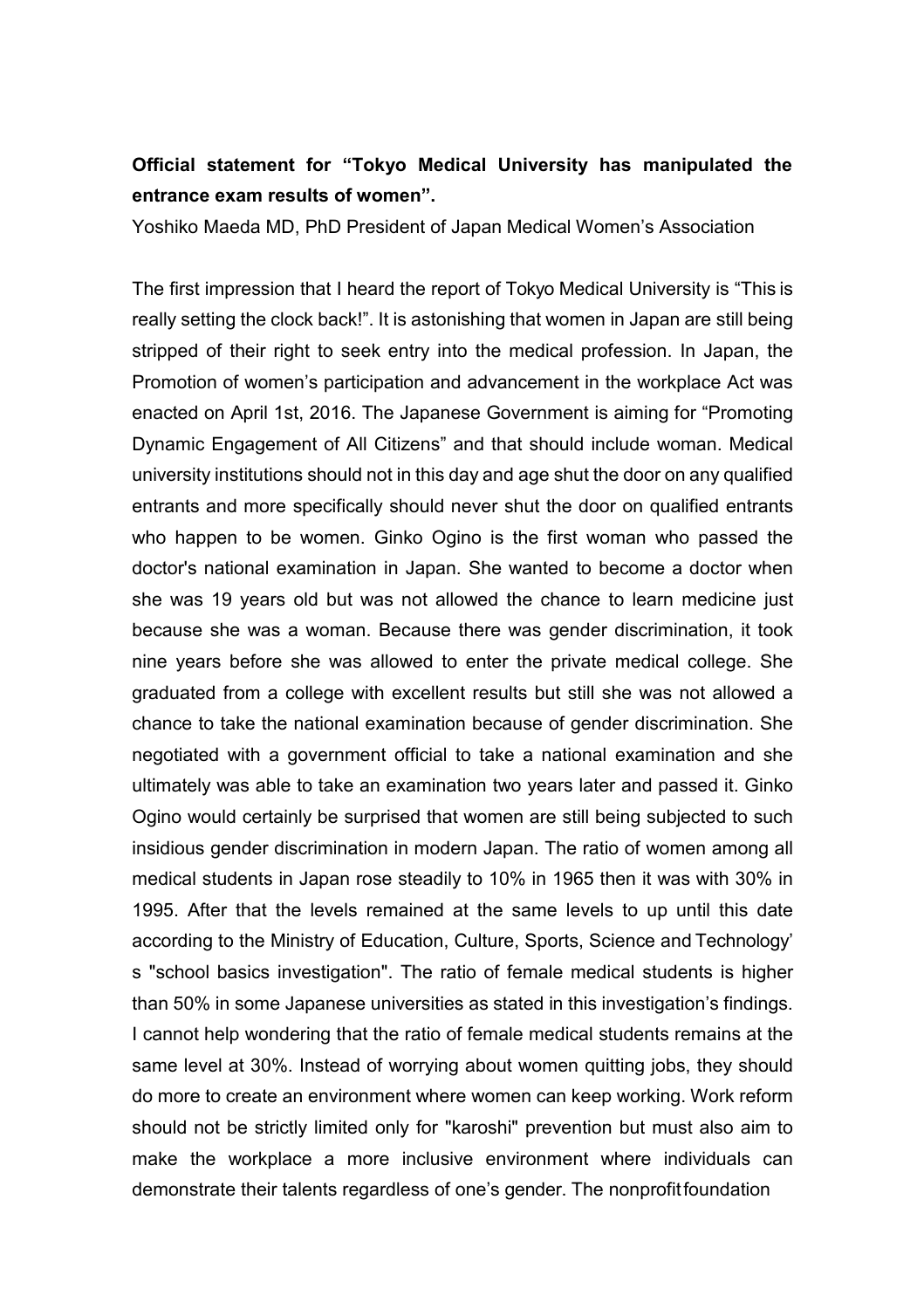**Official statement for "Tokyo Medical University has manipulated the entrance exam results of women".**

Yoshiko Maeda MD, PhD President of Japan Medical Women's Association

The first impression that I heard the report of Tokyo Medical University is "This is really setting the clock back!". It is astonishing that women in Japan are still being stripped of their right to seek entry into the medical profession. In Japan, the Promotion of women's participation and advancement in the workplace Act was enacted on April 1st, 2016. The Japanese Government is aiming for "Promoting Dynamic Engagement of All Citizens" and that should include woman. Medical university institutions should not in this day and age shut the door on any qualified entrants and more specifically should never shut the door on qualified entrants who happen to be women. Ginko Ogino is the first woman who passed the doctor's national examination in Japan. She wanted to become a doctor when she was 19 years old but was not allowed the chance to learn medicine just because she was a woman. Because there was gender discrimination, it took nine years before she was allowed to enter the private medical college. She graduated from a college with excellent results but still she was not allowed a chance to take the national examination because of gender discrimination. She negotiated with a government official to take a national examination and she ultimately was able to take an examination two years later and passed it. Ginko Ogino would certainly be surprised that women are still being subjected to such insidious gender discrimination in modern Japan. The ratio of women among all medical students in Japan rose steadily to 10% in 1965 then it was with 30% in 1995. After that the levels remained at the same levels to up until this date according to the Ministry of Education, Culture, Sports, Science and Technology' s "school basics investigation". The ratio of female medical students is higher than 50% in some Japanese universities as stated in this investigation's findings. I cannot help wondering that the ratio of female medical students remains at the same level at 30%. Instead of worrying about women quitting jobs, they should do more to create an environment where women can keep working. Work reform should not be strictly limited only for "karoshi" prevention but must also aim to make the workplace a more inclusive environment where individuals can demonstrate their talents regardless of one's gender. The nonprofit foundation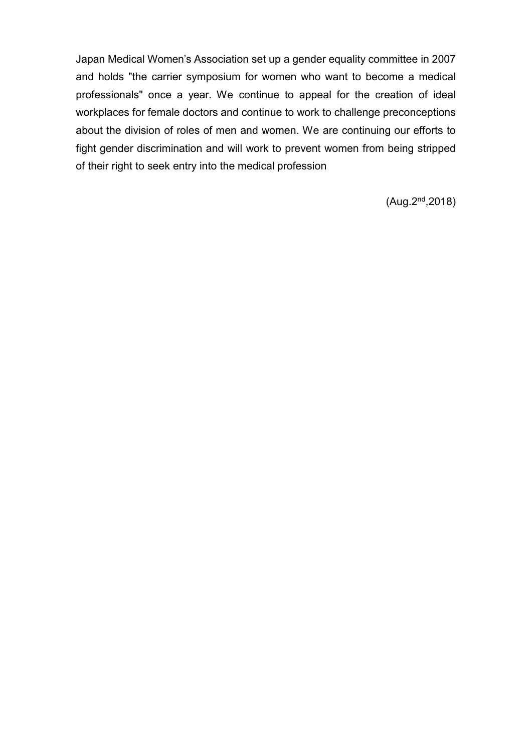Japan Medical Women's Association set up a gender equality committee in 2007 and holds "the carrier symposium for women who want to become a medical professionals" once a year. We continue to appeal for the creation of ideal workplaces for female doctors and continue to work to challenge preconceptions about the division of roles of men and women. We are continuing our efforts to fight gender discrimination and will work to prevent women from being stripped of their right to seek entry into the medical profession

(Aug.2$^{nd}$,2018)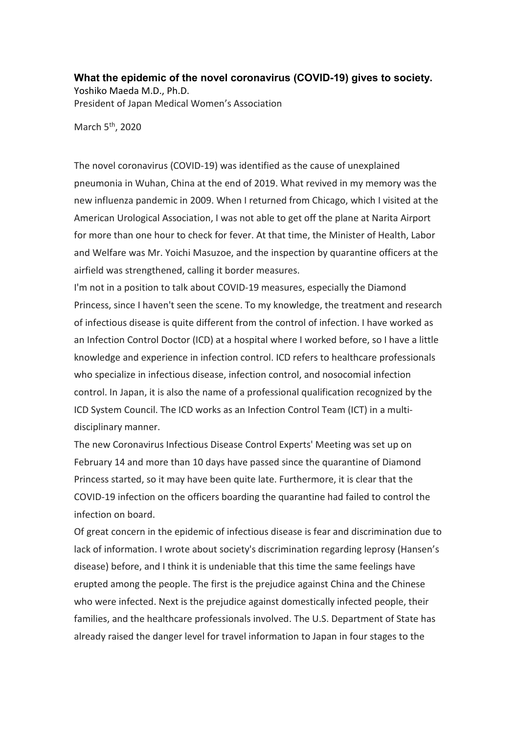**What the epidemic of the novel coronavirus (COVID-19) gives to society.**

Yoshiko Maeda M.D., Ph.D.
President of Japan Medical Women's Association

March 5th, 2020

The novel coronavirus (COVID-19) was identified as the cause of unexplained pneumonia in Wuhan, China at the end of 2019. What revived in my memory was the new influenza pandemic in 2009. When I returned from Chicago, which I visited at the American Urological Association, I was not able to get off the plane at Narita Airport for more than one hour to check for fever. At that time, the Minister of Health, Labor and Welfare was Mr. Yoichi Masuzoe, and the inspection by quarantine officers at the airfield was strengthened, calling it border measures.

I'm not in a position to talk about COVID-19 measures, especially the Diamond Princess, since I haven't seen the scene. To my knowledge, the treatment and research of infectious disease is quite different from the control of infection. I have worked as an Infection Control Doctor (ICD) at a hospital where I worked before, so I have a little knowledge and experience in infection control. ICD refers to healthcare professionals who specialize in infectious disease, infection control, and nosocomial infection control. In Japan, it is also the name of a professional qualification recognized by the ICD System Council. The ICD works as an Infection Control Team (ICT) in a multi-disciplinary manner.

The new Coronavirus Infectious Disease Control Experts' Meeting was set up on February 14 and more than 10 days have passed since the quarantine of Diamond Princess started, so it may have been quite late. Furthermore, it is clear that the COVID-19 infection on the officers boarding the quarantine had failed to control the infection on board.

Of great concern in the epidemic of infectious disease is fear and discrimination due to lack of information. I wrote about society's discrimination regarding leprosy (Hansen's disease) before, and I think it is undeniable that this time the same feelings have erupted among the people. The first is the prejudice against China and the Chinese who were infected. Next is the prejudice against domestically infected people, their families, and the healthcare professionals involved. The U.S. Department of State has already raised the danger level for travel information to Japan in four stages to the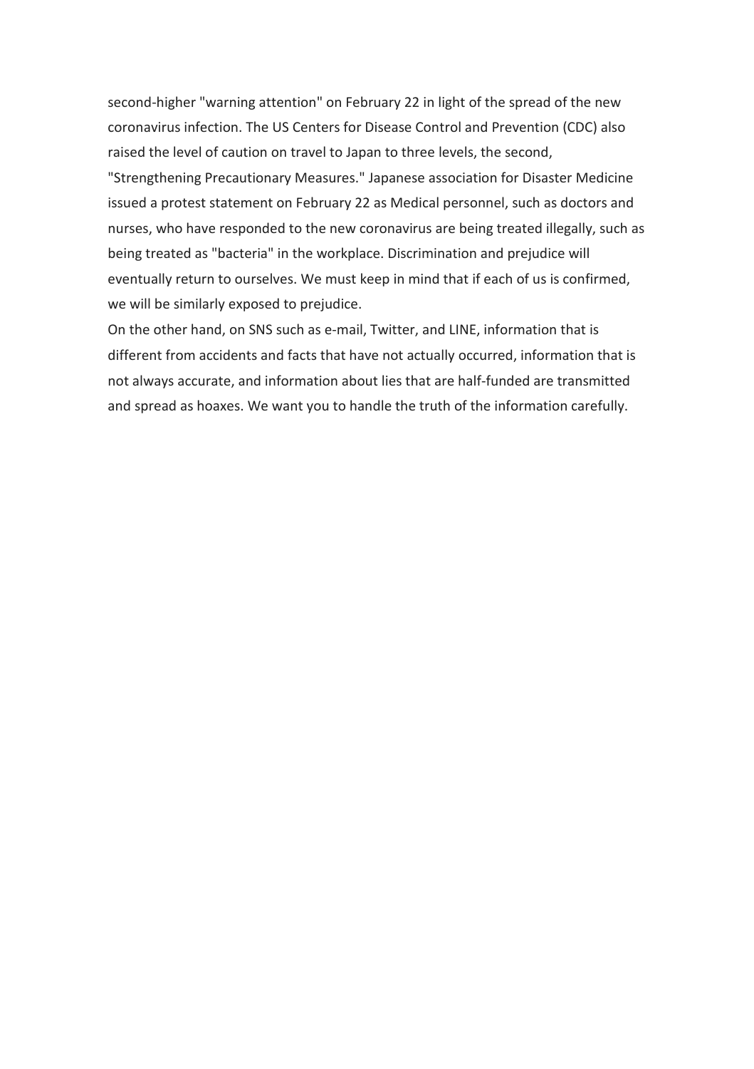second-higher "warning attention" on February 22 in light of the spread of the new coronavirus infection. The US Centers for Disease Control and Prevention (CDC) also raised the level of caution on travel to Japan to three levels, the second, "Strengthening Precautionary Measures." Japanese association for Disaster Medicine issued a protest statement on February 22 as Medical personnel, such as doctors and nurses, who have responded to the new coronavirus are being treated illegally, such as being treated as "bacteria" in the workplace. Discrimination and prejudice will eventually return to ourselves. We must keep in mind that if each of us is confirmed, we will be similarly exposed to prejudice.

On the other hand, on SNS such as e-mail, Twitter, and LINE, information that is different from accidents and facts that have not actually occurred, information that is not always accurate, and information about lies that are half-funded are transmitted and spread as hoaxes. We want you to handle the truth of the information carefully.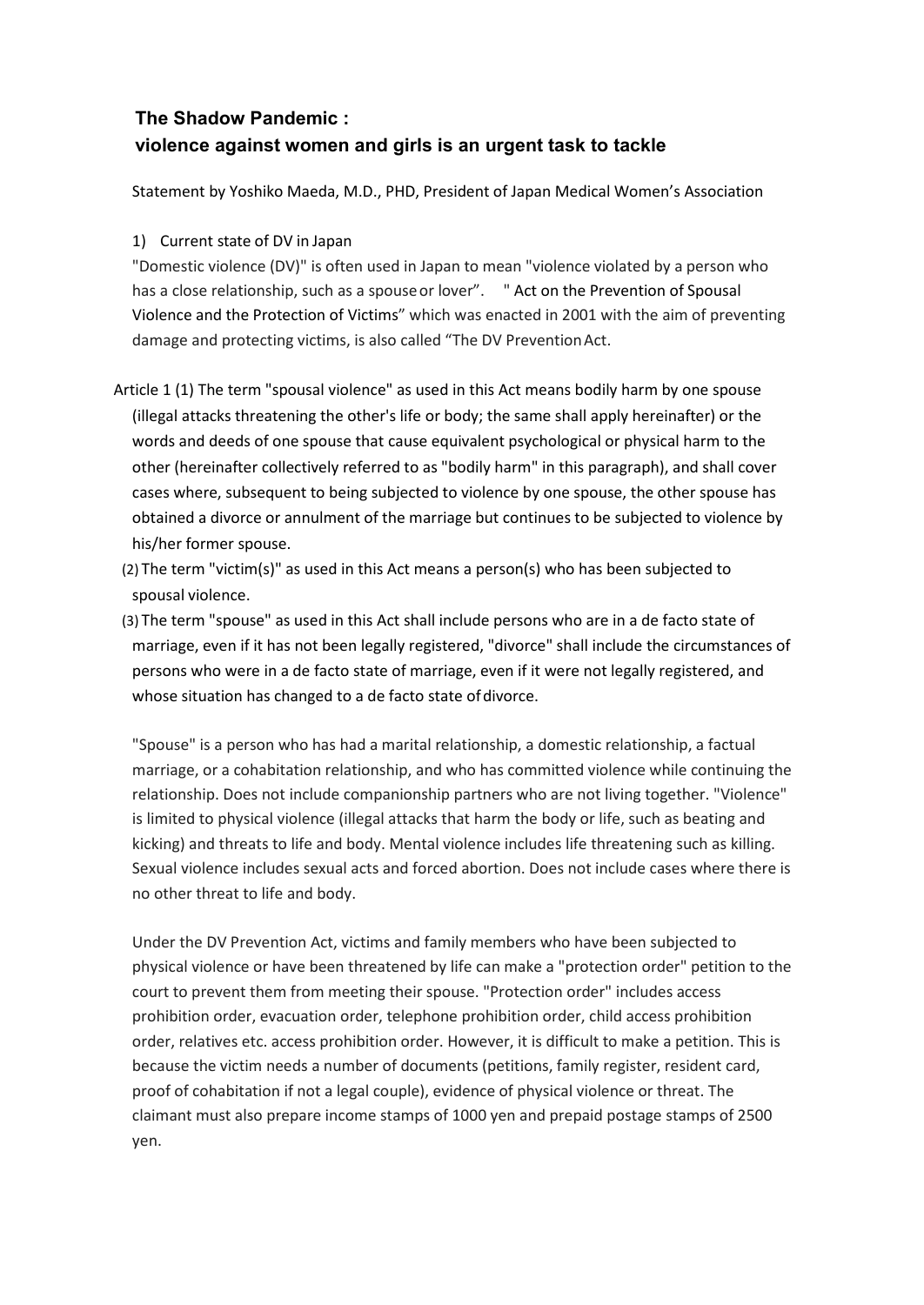### The Shadow Pandemic : violence against women and girls is an urgent task to tackle

Statement by Yoshiko Maeda, M.D., PHD, President of Japan Medical Women's Association

1) Current state of DV in Japan

"Domestic violence (DV)" is often used in Japan to mean "violence violated by a person who has a close relationship, such as a spouse or lover". " Act on the Prevention of Spousal Violence and the Protection of Victims" which was enacted in 2001 with the aim of preventing damage and protecting victims, is also called "The DV Prevention Act.

Article 1 (1) The term "spousal violence" as used in this Act means bodily harm by one spouse (illegal attacks threatening the other's life or body; the same shall apply hereinafter) or the words and deeds of one spouse that cause equivalent psychological or physical harm to the other (hereinafter collectively referred to as "bodily harm" in this paragraph), and shall cover cases where, subsequent to being subjected to violence by one spouse, the other spouse has obtained a divorce or annulment of the marriage but continues to be subjected to violence by his/her former spouse.

(2) The term "victim(s)" as used in this Act means a person(s) who has been subjected to spousal violence.

(3) The term "spouse" as used in this Act shall include persons who are in a de facto state of marriage, even if it has not been legally registered, "divorce" shall include the circumstances of persons who were in a de facto state of marriage, even if it were not legally registered, and whose situation has changed to a de facto state of divorce.

"Spouse" is a person who has had a marital relationship, a domestic relationship, a factual marriage, or a cohabitation relationship, and who has committed violence while continuing the relationship. Does not include companionship partners who are not living together. "Violence" is limited to physical violence (illegal attacks that harm the body or life, such as beating and kicking) and threats to life and body. Mental violence includes life threatening such as killing. Sexual violence includes sexual acts and forced abortion. Does not include cases where there is no other threat to life and body.

Under the DV Prevention Act, victims and family members who have been subjected to physical violence or have been threatened by life can make a "protection order" petition to the court to prevent them from meeting their spouse. "Protection order" includes access prohibition order, evacuation order, telephone prohibition order, child access prohibition order, relatives etc. access prohibition order. However, it is difficult to make a petition. This is because the victim needs a number of documents (petitions, family register, resident card, proof of cohabitation if not a legal couple), evidence of physical violence or threat. The claimant must also prepare income stamps of 1000 yen and prepaid postage stamps of 2500 yen.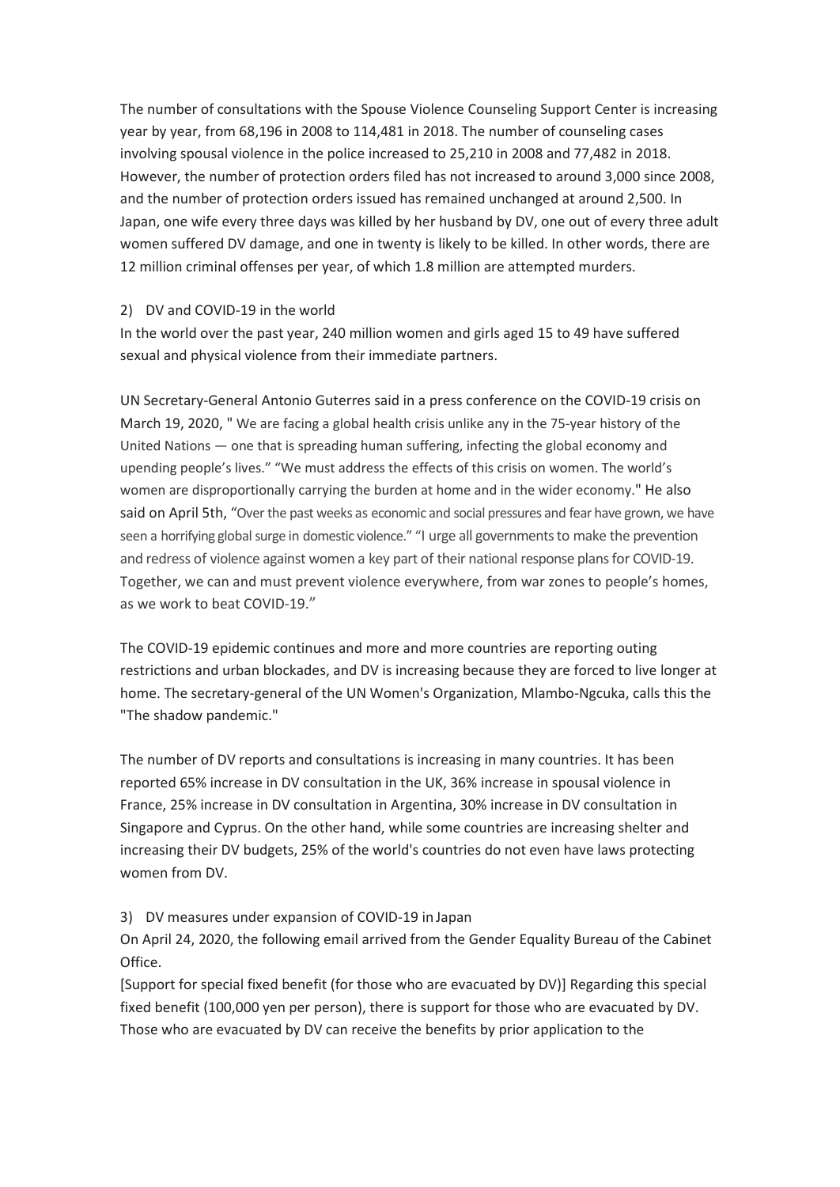The number of consultations with the Spouse Violence Counseling Support Center is increasing year by year, from 68,196 in 2008 to 114,481 in 2018. The number of counseling cases involving spousal violence in the police increased to 25,210 in 2008 and 77,482 in 2018. However, the number of protection orders filed has not increased to around 3,000 since 2008, and the number of protection orders issued has remained unchanged at around 2,500. In Japan, one wife every three days was killed by her husband by DV, one out of every three adult women suffered DV damage, and one in twenty is likely to be killed. In other words, there are 12 million criminal offenses per year, of which 1.8 million are attempted murders.

### 2) DV and COVID-19 in the world

In the world over the past year, 240 million women and girls aged 15 to 49 have suffered sexual and physical violence from their immediate partners.

UN Secretary-General Antonio Guterres said in a press conference on the COVID-19 crisis on March 19, 2020, " We are facing a global health crisis unlike any in the 75-year history of the United Nations — one that is spreading human suffering, infecting the global economy and upending people's lives." "We must address the effects of this crisis on women. The world's women are disproportionally carrying the burden at home and in the wider economy." He also said on April 5th, "Over the past weeks as economic and social pressures and fear have grown, we have seen a horrifying global surge in domestic violence." "I urge all governments to make the prevention and redress of violence against women a key part of their national response plans for COVID-19. Together, we can and must prevent violence everywhere, from war zones to people's homes, as we work to beat COVID-19."

The COVID-19 epidemic continues and more and more countries are reporting outing restrictions and urban blockades, and DV is increasing because they are forced to live longer at home. The secretary-general of the UN Women's Organization, Mlambo-Ngcuka, calls this the "The shadow pandemic."

The number of DV reports and consultations is increasing in many countries. It has been reported 65% increase in DV consultation in the UK, 36% increase in spousal violence in France, 25% increase in DV consultation in Argentina, 30% increase in DV consultation in Singapore and Cyprus. On the other hand, while some countries are increasing shelter and increasing their DV budgets, 25% of the world's countries do not even have laws protecting women from DV.

### 3) DV measures under expansion of COVID-19 in Japan

On April 24, 2020, the following email arrived from the Gender Equality Bureau of the Cabinet Office.

[Support for special fixed benefit (for those who are evacuated by DV)] Regarding this special fixed benefit (100,000 yen per person), there is support for those who are evacuated by DV. Those who are evacuated by DV can receive the benefits by prior application to the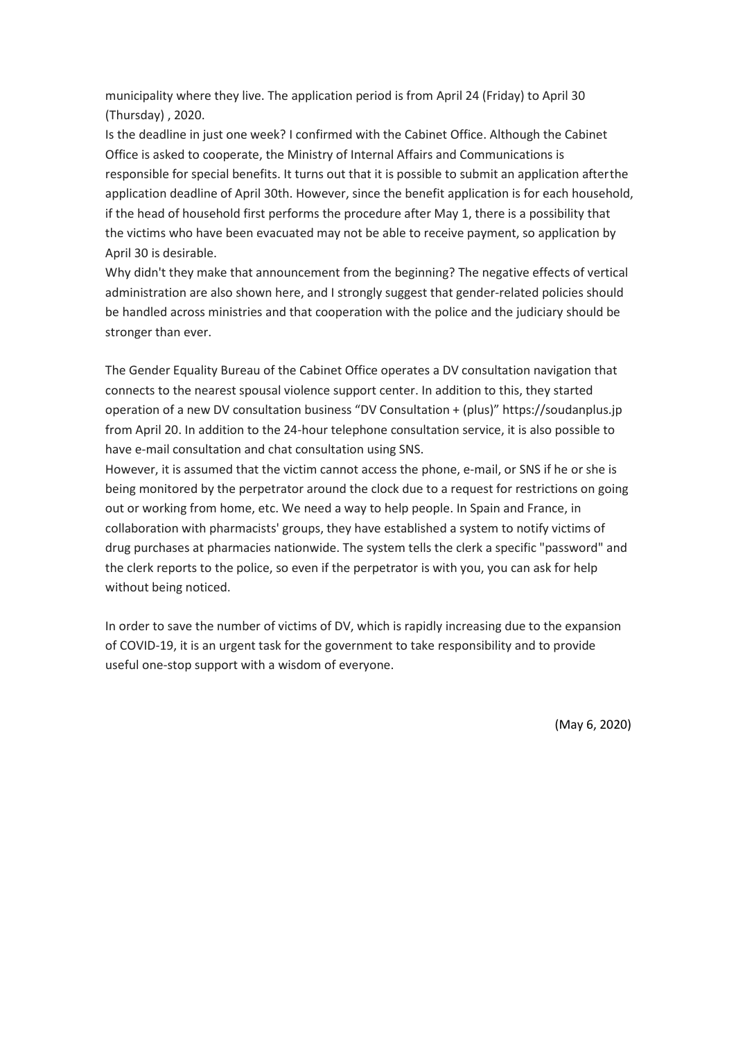municipality where they live. The application period is from April 24 (Friday) to April 30 (Thursday) , 2020.

Is the deadline in just one week? I confirmed with the Cabinet Office. Although the Cabinet Office is asked to cooperate, the Ministry of Internal Affairs and Communications is responsible for special benefits. It turns out that it is possible to submit an application afterthe application deadline of April 30th. However, since the benefit application is for each household, if the head of household first performs the procedure after May 1, there is a possibility that the victims who have been evacuated may not be able to receive payment, so application by April 30 is desirable.

Why didn't they make that announcement from the beginning? The negative effects of vertical administration are also shown here, and I strongly suggest that gender-related policies should be handled across ministries and that cooperation with the police and the judiciary should be stronger than ever.

The Gender Equality Bureau of the Cabinet Office operates a DV consultation navigation that connects to the nearest spousal violence support center. In addition to this, they started operation of a new DV consultation business “DV Consultation + (plus)” https://soudanplus.jp from April 20. In addition to the 24-hour telephone consultation service, it is also possible to have e-mail consultation and chat consultation using SNS.

However, it is assumed that the victim cannot access the phone, e-mail, or SNS if he or she is being monitored by the perpetrator around the clock due to a request for restrictions on going out or working from home, etc. We need a way to help people. In Spain and France, in collaboration with pharmacists' groups, they have established a system to notify victims of drug purchases at pharmacies nationwide. The system tells the clerk a specific "password" and the clerk reports to the police, so even if the perpetrator is with you, you can ask for help without being noticed.

In order to save the number of victims of DV, which is rapidly increasing due to the expansion of COVID-19, it is an urgent task for the government to take responsibility and to provide useful one-stop support with a wisdom of everyone.

(May 6, 2020)